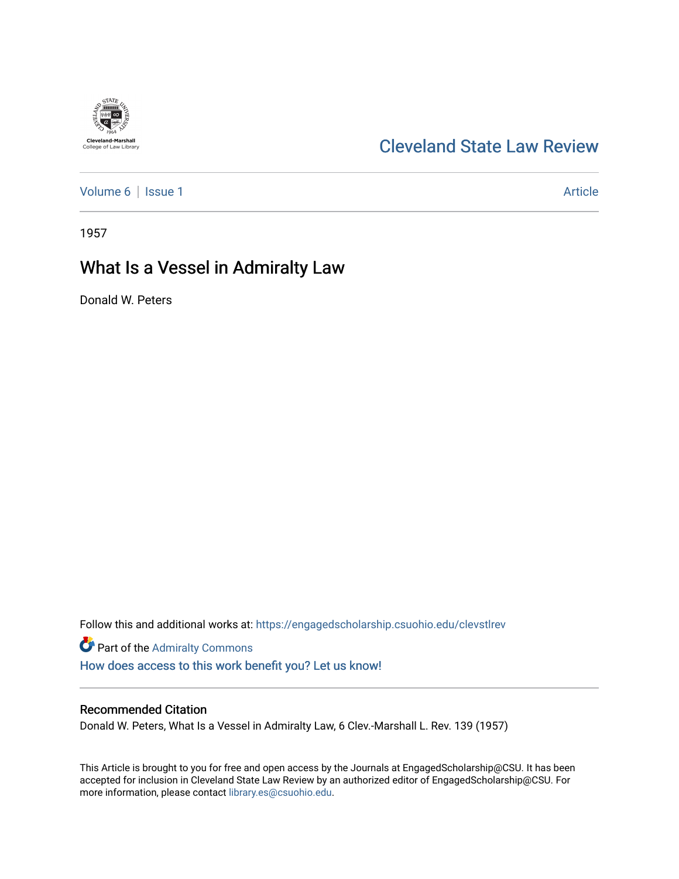Cleveland-Marshall College of Law Library

# Cleveland State Law Review

Volume 6 | Issue 1 | Article

1957

## What Is a Vessel in Admiralty Law

Donald W. Peters

Follow this and additional works at: https://engagedscholarship.csuohio.edu/clevstlrev

Part of the Admiralty Commons

How does access to this work benefit you? Let us know!

### Recommended Citation

Donald W. Peters, What Is a Vessel in Admiralty Law, 6 Clev.-Marshall L. Rev. 139 (1957)

This Article is brought to you for free and open access by the Journals at EngagedScholarship@CSU. It has been accepted for inclusion in Cleveland State Law Review by an authorized editor of EngagedScholarship@CSU. For more information, please contact library.es@csuohio.edu.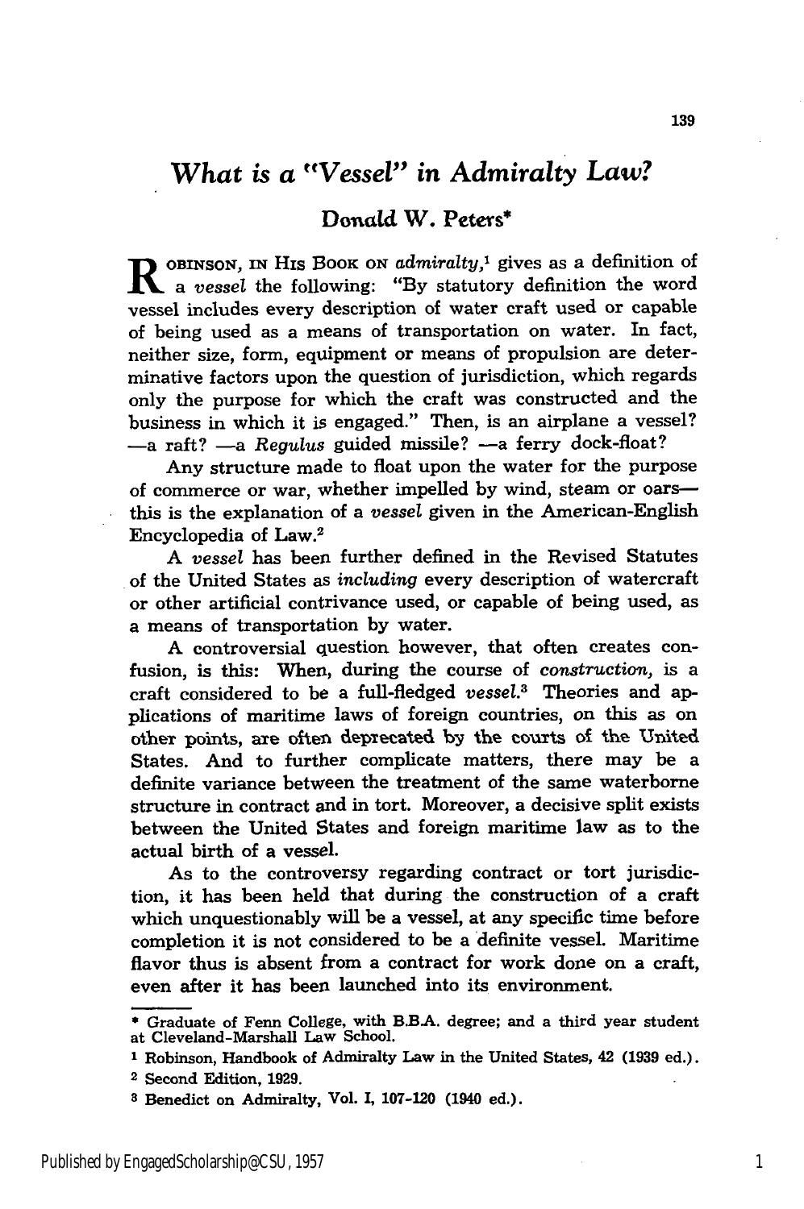# *What is a "Vessel" in Admiralty Law?*

## Donald W. Peters*

Robinson, in his book on *admiralty*,[1] gives as a definition of a *vessel* the following: "By statutory definition the word vessel includes every description of water craft used or capable of being used as a means of transportation on water. In fact, neither size, form, equipment or means of propulsion are determinative factors upon the question of jurisdiction, which regards only the purpose for which the craft was constructed and the business in which it is engaged." Then, is an airplane a vessel? —a raft? —a *Regulus* guided missile? —a ferry dock-float?

Any structure made to float upon the water for the purpose of commerce or war, whether impelled by wind, steam or oars—this is the explanation of a *vessel* given in the American-English Encyclopedia of Law.[2]

A *vessel* has been further defined in the Revised Statutes of the United States as *including* every description of watercraft or other artificial contrivance used, or capable of being used, as a means of transportation by water.

A controversial question however, that often creates confusion, is this: When, during the course of *construction*, is a craft considered to be a full-fledged *vessel*.[3] Theories and applications of maritime laws of foreign countries, on this as on other points, are often deprecated by the courts of the United States. And to further complicate matters, there may be a definite variance between the treatment of the same waterborne structure in contract and in tort. Moreover, a decisive split exists between the United States and foreign maritime law as to the actual birth of a vessel.

As to the controversy regarding contract or tort jurisdiction, it has been held that during the construction of a craft which unquestionably will be a vessel, at any specific time before completion it is not considered to be a definite vessel. Maritime flavor thus is absent from a contract for work done on a craft, even after it has been launched into its environment.

---

\* Graduate of Fenn College, with B.B.A. degree; and a third year student at Cleveland-Marshall Law School.

[1] Robinson, Handbook of Admiralty Law in the United States, 42 (1939 ed.).

[2] Second Edition, 1929.

[3] Benedict on Admiralty, Vol. I, 107-120 (1940 ed.).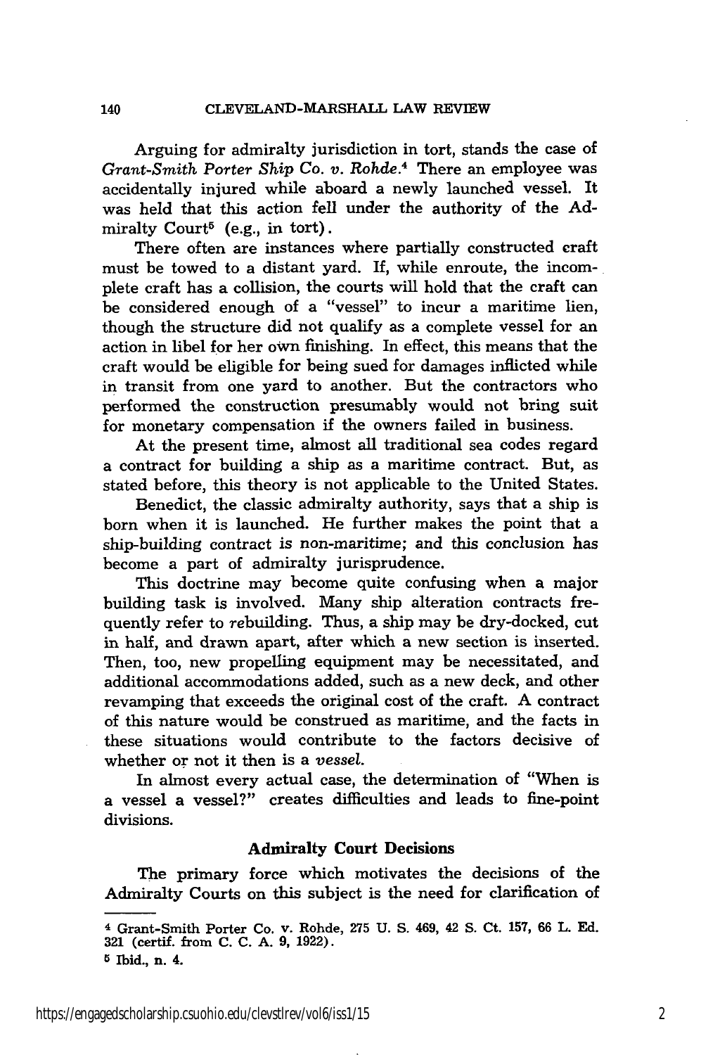Arguing for admiralty jurisdiction in tort, stands the case of *Grant-Smith Porter Ship Co. v. Rohde.*[4] There an employee was accidentally injured while aboard a newly launched vessel. It was held that this action fell under the authority of the Admiralty Court[5] (e.g., in tort).

There often are instances where partially constructed craft must be towed to a distant yard. If, while enroute, the incomplete craft has a collision, the courts will hold that the craft can be considered enough of a "vessel" to incur a maritime lien, though the structure did not qualify as a complete vessel for an action in libel for her own finishing. In effect, this means that the craft would be eligible for being sued for damages inflicted while in transit from one yard to another. But the contractors who performed the construction presumably would not bring suit for monetary compensation if the owners failed in business.

At the present time, almost all traditional sea codes regard a contract for building a ship as a maritime contract. But, as stated before, this theory is not applicable to the United States.

Benedict, the classic admiralty authority, says that a ship is born when it is launched. He further makes the point that a ship-building contract is non-maritime; and this conclusion has become a part of admiralty jurisprudence.

This doctrine may become quite confusing when a major building task is involved. Many ship alteration contracts frequently refer to *re*building. Thus, a ship may be dry-docked, cut in half, and drawn apart, after which a new section is inserted. Then, too, new propelling equipment may be necessitated, and additional accommodations added, such as a new deck, and other revamping that exceeds the original cost of the craft. A contract of this nature would be construed as maritime, and the facts in these situations would contribute to the factors decisive of whether or not it then is a *vessel.*

In almost every actual case, the determination of "When is a vessel a vessel?" creates difficulties and leads to fine-point divisions.

### Admiralty Court Decisions

The primary force which motivates the decisions of the Admiralty Courts on this subject is the need for clarification of

---

[4] Grant-Smith Porter Co. v. Rohde, 275 U. S. 469, 42 S. Ct. 157, 66 L. Ed. 321 (certif. from C. C. A. 9, 1922).

[5] Ibid., n. 4.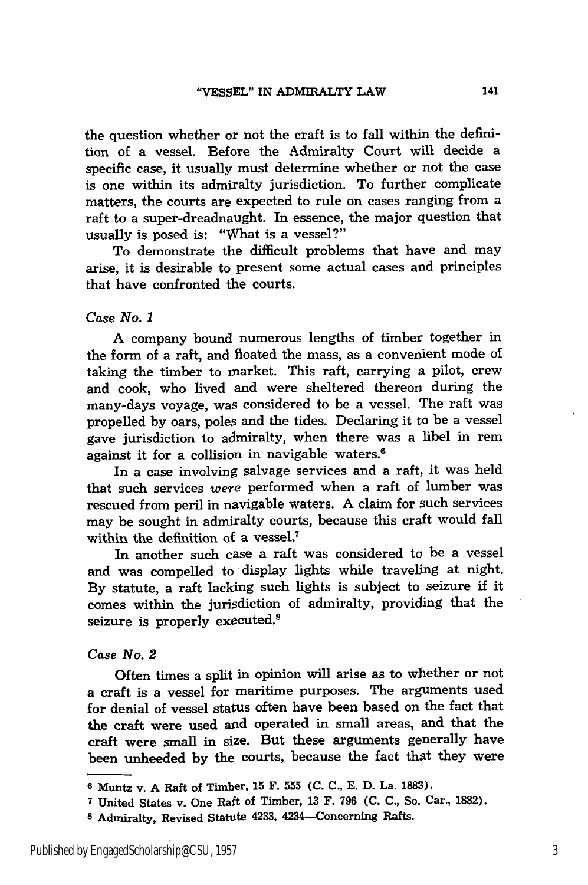the question whether or not the craft is to fall within the definition of a vessel. Before the Admiralty Court will decide a specific case, it usually must determine whether or not the case is one within its admiralty jurisdiction. To further complicate matters, the courts are expected to rule on cases ranging from a raft to a super-dreadnaught. In essence, the major question that usually is posed is: "What is a vessel?"

To demonstrate the difficult problems that have and may arise, it is desirable to present some actual cases and principles that have confronted the courts.

*Case No. 1*

A company bound numerous lengths of timber together in the form of a raft, and floated the mass, as a convenient mode of taking the timber to market. This raft, carrying a pilot, crew and cook, who lived and were sheltered thereon during the many-days voyage, was considered to be a vessel. The raft was propelled by oars, poles and the tides. Declaring it to be a vessel gave jurisdiction to admiralty, when there was a libel in rem against it for a collision in navigable waters.[6]

In a case involving salvage services and a raft, it was held that such services *were* performed when a raft of lumber was rescued from peril in navigable waters. A claim for such services may be sought in admiralty courts, because this craft would fall within the definition of a vessel.[7]

In another such case a raft was considered to be a vessel and was compelled to display lights while traveling at night. By statute, a raft lacking such lights is subject to seizure if it comes within the jurisdiction of admiralty, providing that the seizure is properly executed.[8]

*Case No. 2*

Often times a split in opinion will arise as to whether or not a craft is a vessel for maritime purposes. The arguments used for denial of vessel status often have been based on the fact that the craft were used and operated in small areas, and that the craft were small in size. But these arguments generally have been unheeded by the courts, because the fact that they were

---

[6] Muntz v. A Raft of Timber, 15 F. 555 (C. C., E. D. La. 1883).

[7] United States v. One Raft of Timber, 13 F. 796 (C. C., So. Car., 1882).

[8] Admiralty, Revised Statute 4233, 4234—Concerning Rafts.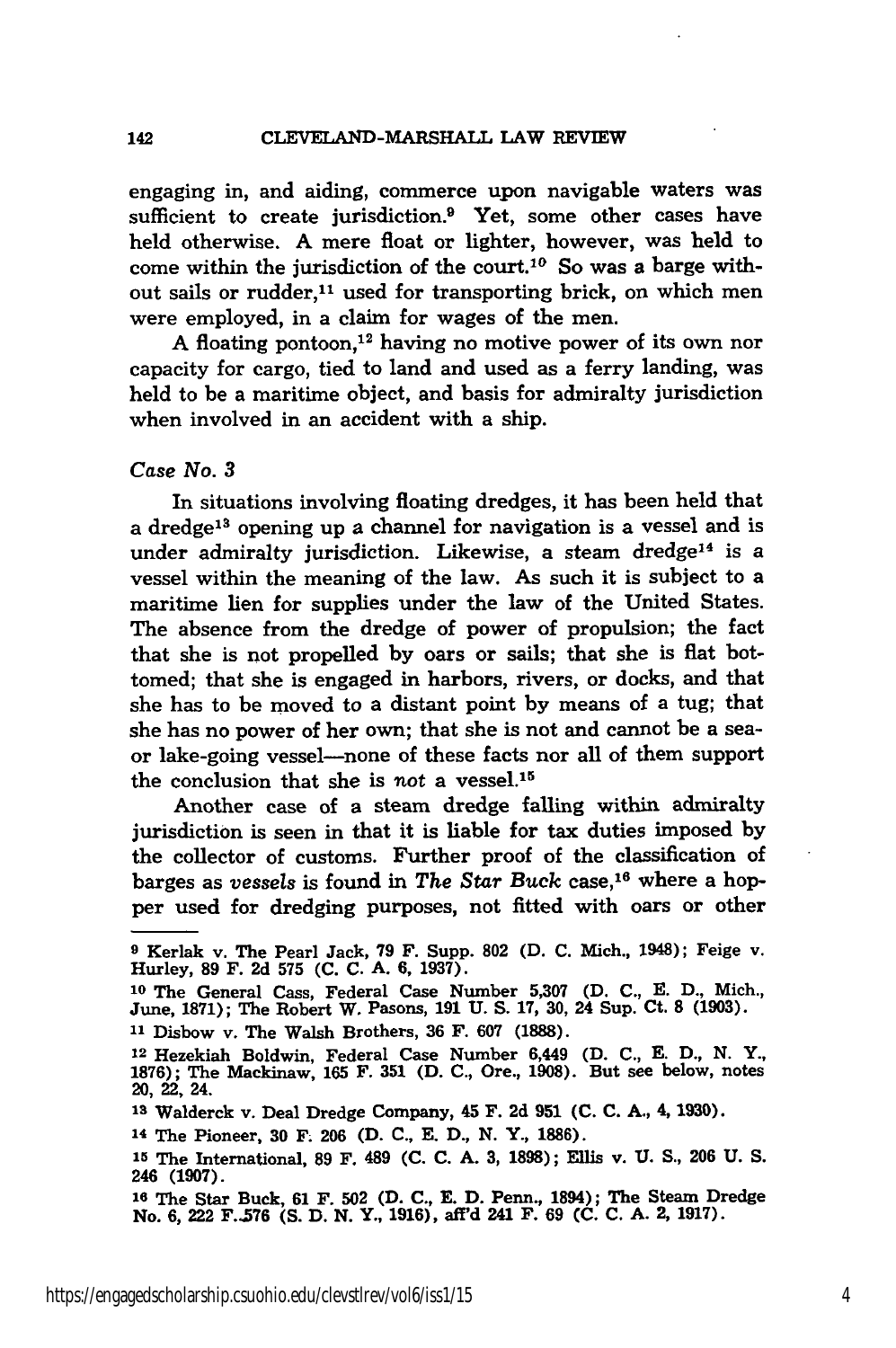engaging in, and aiding, commerce upon navigable waters was sufficient to create jurisdiction.[9] Yet, some other cases have held otherwise. A mere float or lighter, however, was held to come within the jurisdiction of the court.[10] So was a barge without sails or rudder,[11] used for transporting brick, on which men were employed, in a claim for wages of the men.

A floating pontoon,[12] having no motive power of its own nor capacity for cargo, tied to land and used as a ferry landing, was held to be a maritime object, and basis for admiralty jurisdiction when involved in an accident with a ship.

*Case No. 3*

In situations involving floating dredges, it has been held that a dredge[13] opening up a channel for navigation is a vessel and is under admiralty jurisdiction. Likewise, a steam dredge[14] is a vessel within the meaning of the law. As such it is subject to a maritime lien for supplies under the law of the United States. The absence from the dredge of power of propulsion; the fact that she is not propelled by oars or sails; that she is flat bottomed; that she is engaged in harbors, rivers, or docks, and that she has to be moved to a distant point by means of a tug; that she has no power of her own; that she is not and cannot be a sea- or lake-going vessel—none of these facts nor all of them support the conclusion that she is *not* a vessel.[15]

Another case of a steam dredge falling within admiralty jurisdiction is seen in that it is liable for tax duties imposed by the collector of customs. Further proof of the classification of barges as *vessels* is found in *The Star Buck* case,[16] where a hopper used for dredging purposes, not fitted with oars or other

---

[9] Kerlak v. The Pearl Jack, 79 F. Supp. 802 (D. C. Mich., 1948); Feige v. Hurley, 89 F. 2d 575 (C. C. A. 6, 1937).

[10] The General Cass, Federal Case Number 5,307 (D. C., E. D., Mich., June, 1871); The Robert W. Pasons, 191 U. S. 17, 30, 24 Sup. Ct. 8 (1903).

[11] Disbow v. The Walsh Brothers, 36 F. 607 (1888).

[12] Hezekiah Boldwin, Federal Case Number 6,449 (D. C., E. D., N. Y., 1876); The Mackinaw, 165 F. 351 (D. C., Ore., 1908). But see below, notes 20, 22, 24.

[13] Walderck v. Deal Dredge Company, 45 F. 2d 951 (C. C. A., 4, 1930).

[14] The Pioneer, 30 F. 206 (D. C., E. D., N. Y., 1886).

[15] The International, 89 F. 489 (C. C. A. 3, 1898); Ellis v. U. S., 206 U. S. 246 (1907).

[16] The Star Buck, 61 F. 502 (D. C., E. D. Penn., 1894); The Steam Dredge No. 6, 222 F. 576 (S. D. N. Y., 1916), aff'd 241 F. 69 (C. C. A. 2, 1917).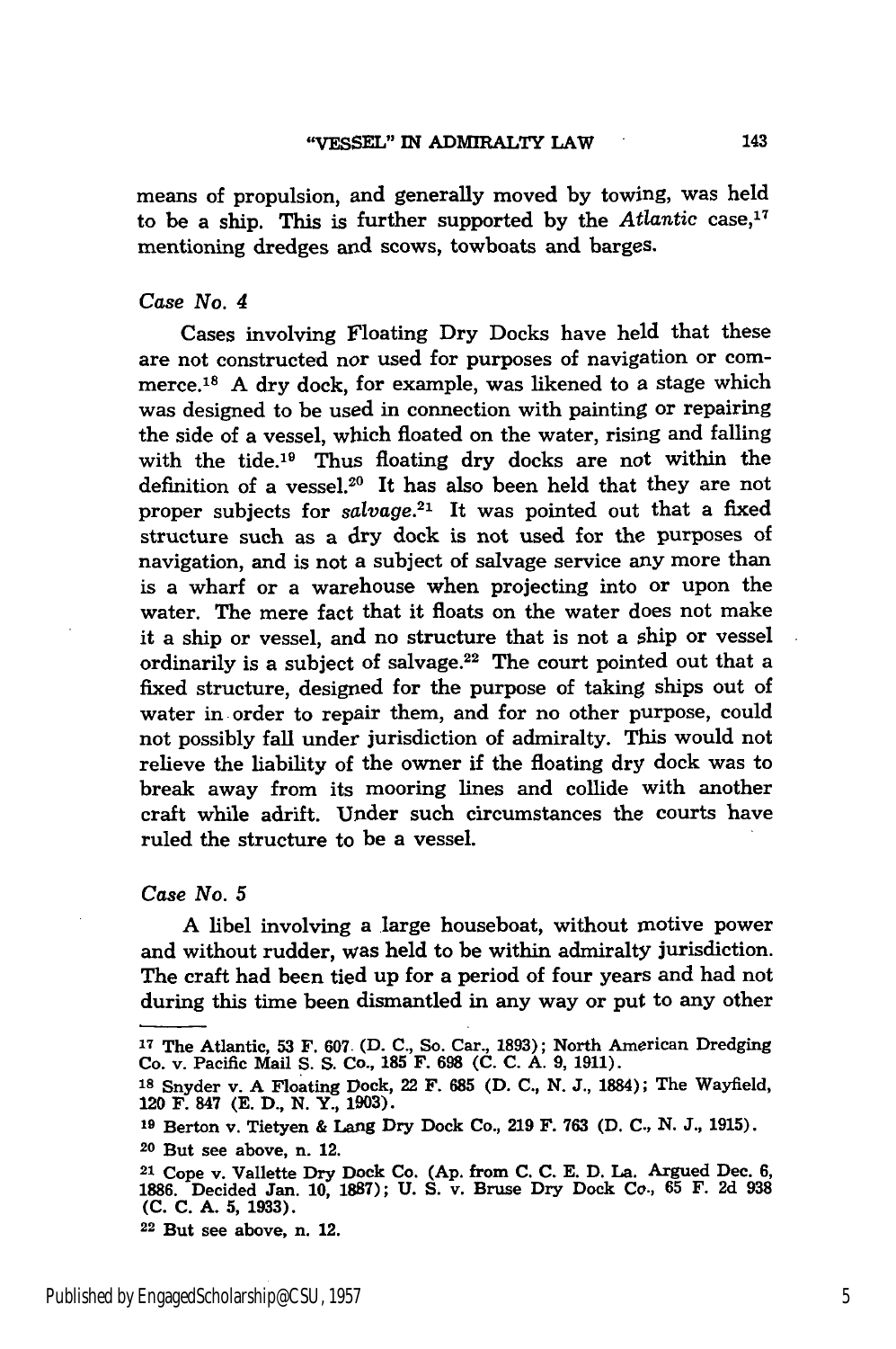means of propulsion, and generally moved by towing, was held to be a ship. This is further supported by the *Atlantic* case,[17] mentioning dredges and scows, towboats and barges.

*Case No. 4*

Cases involving Floating Dry Docks have held that these are not constructed nor used for purposes of navigation or commerce.[18] A dry dock, for example, was likened to a stage which was designed to be used in connection with painting or repairing the side of a vessel, which floated on the water, rising and falling with the tide.[19] Thus floating dry docks are not within the definition of a vessel.[20] It has also been held that they are not proper subjects for *salvage*.[21] It was pointed out that a fixed structure such as a dry dock is not used for the purposes of navigation, and is not a subject of salvage service any more than is a wharf or a warehouse when projecting into or upon the water. The mere fact that it floats on the water does not make it a ship or vessel, and no structure that is not a ship or vessel ordinarily is a subject of salvage.[22] The court pointed out that a fixed structure, designed for the purpose of taking ships out of water in order to repair them, and for no other purpose, could not possibly fall under jurisdiction of admiralty. This would not relieve the liability of the owner if the floating dry dock was to break away from its mooring lines and collide with another craft while adrift. Under such circumstances the courts have ruled the structure to be a vessel.

*Case No. 5*

A libel involving a large houseboat, without motive power and without rudder, was held to be within admiralty jurisdiction. The craft had been tied up for a period of four years and had not during this time been dismantled in any way or put to any other

---

[17] The Atlantic, 53 F. 607 (D. C., So. Car., 1893); North American Dredging Co. v. Pacific Mail S. S. Co., 185 F. 698 (C. C. A. 9, 1911).

[18] Snyder v. A Floating Dock, 22 F. 685 (D. C., N. J., 1884); The Wayfield, 120 F. 847 (E. D., N. Y., 1903).

[19] Berton v. Tietyen & Lang Dry Dock Co., 219 F. 763 (D. C., N. J., 1915).

[20] But see above, n. 12.

[21] Cope v. Vallette Dry Dock Co. (Ap. from C. C. E. D. La. Argued Dec. 6, 1886. Decided Jan. 10, 1887); U. S. v. Bruse Dry Dock Co., 65 F. 2d 938 (C. C. A. 5, 1933).

[22] But see above, n. 12.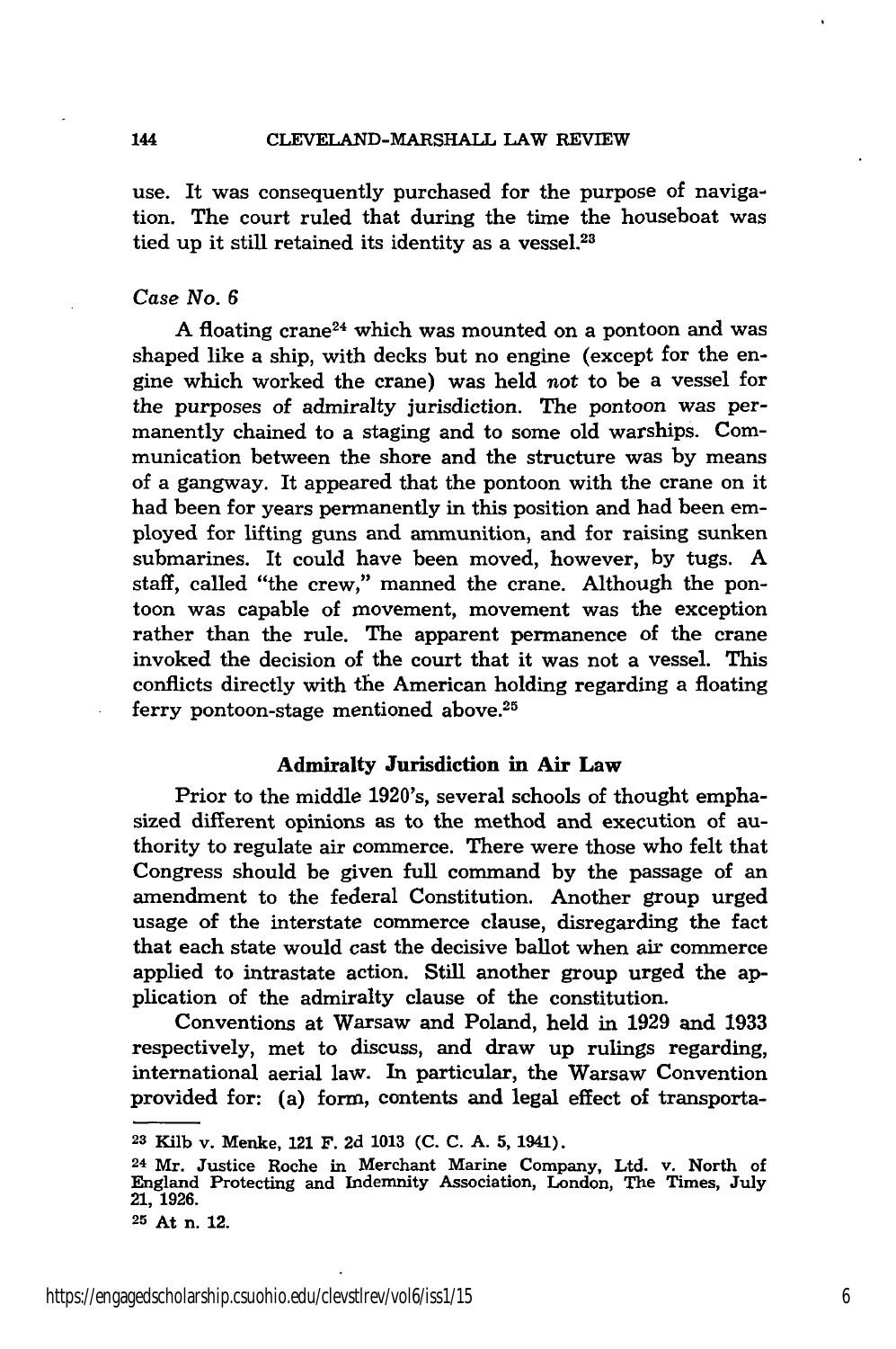use. It was consequently purchased for the purpose of navigation. The court ruled that during the time the houseboat was tied up it still retained its identity as a vessel.[23]

*Case No. 6*

A floating crane[24] which was mounted on a pontoon and was shaped like a ship, with decks but no engine (except for the engine which worked the crane) was held *not* to be a vessel for the purposes of admiralty jurisdiction. The pontoon was permanently chained to a staging and to some old warships. Communication between the shore and the structure was by means of a gangway. It appeared that the pontoon with the crane on it had been for years permanently in this position and had been employed for lifting guns and ammunition, and for raising sunken submarines. It could have been moved, however, by tugs. A staff, called "the crew," manned the crane. Although the pontoon was capable of movement, movement was the exception rather than the rule. The apparent permanence of the crane invoked the decision of the court that it was not a vessel. This conflicts directly with the American holding regarding a floating ferry pontoon-stage mentioned above.[25]

## Admiralty Jurisdiction in Air Law

Prior to the middle 1920's, several schools of thought emphasized different opinions as to the method and execution of authority to regulate air commerce. There were those who felt that Congress should be given full command by the passage of an amendment to the federal Constitution. Another group urged usage of the interstate commerce clause, disregarding the fact that each state would cast the decisive ballot when air commerce applied to intrastate action. Still another group urged the application of the admiralty clause of the constitution.

Conventions at Warsaw and Poland, held in 1929 and 1933 respectively, met to discuss, and draw up rulings regarding, international aerial law. In particular, the Warsaw Convention provided for: (a) form, contents and legal effect of transporta-

---

[23] Kilb v. Menke, 121 F. 2d 1013 (C. C. A. 5, 1941).

[24] Mr. Justice Roche in Merchant Marine Company, Ltd. v. North of England Protecting and Indemnity Association, London, The Times, July 21, 1926.

[25] At n. 12.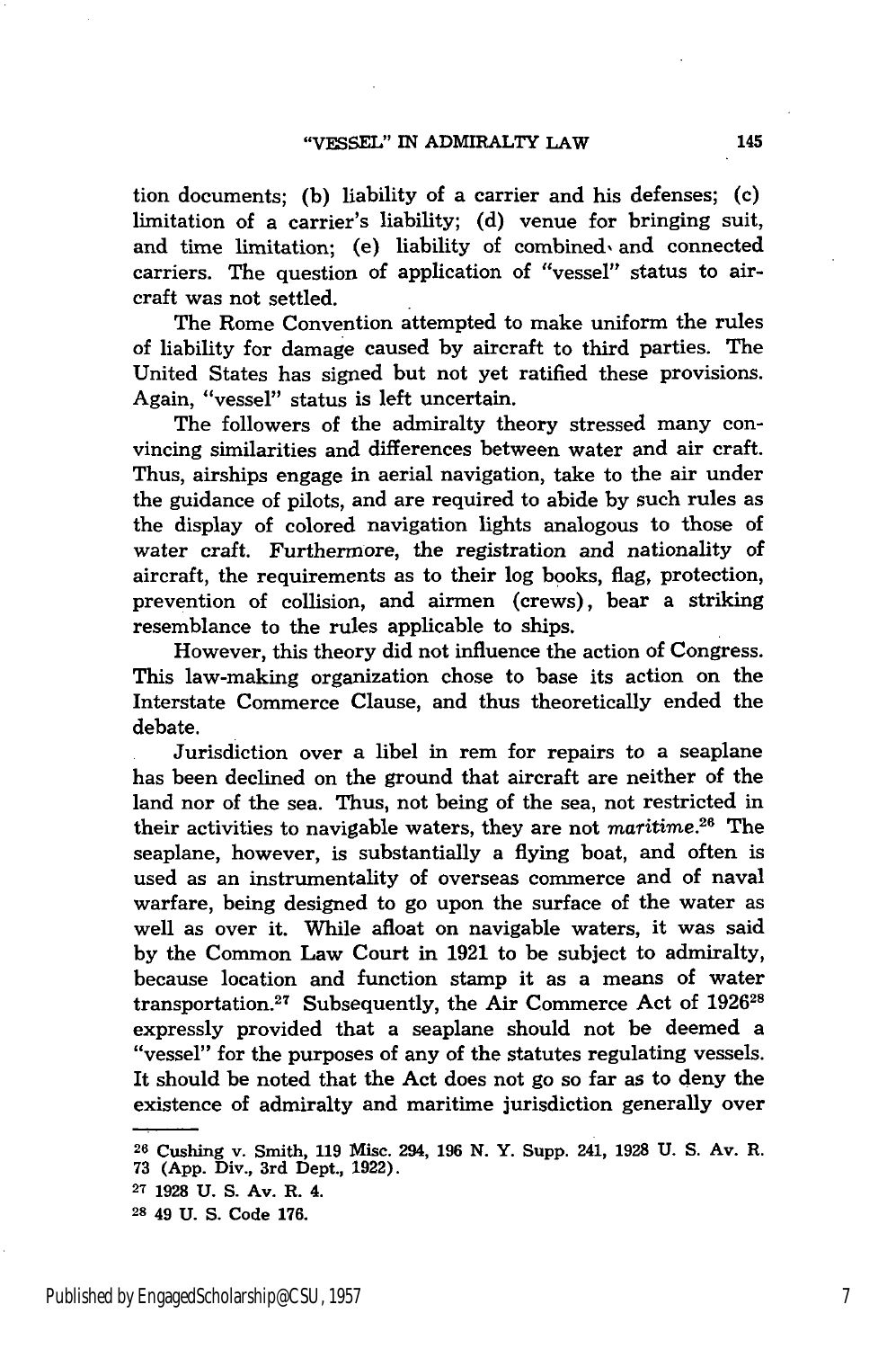tion documents; (b) liability of a carrier and his defenses; (c) limitation of a carrier's liability; (d) venue for bringing suit, and time limitation; (e) liability of combined and connected carriers. The question of application of "vessel" status to aircraft was not settled.

The Rome Convention attempted to make uniform the rules of liability for damage caused by aircraft to third parties. The United States has signed but not yet ratified these provisions. Again, "vessel" status is left uncertain.

The followers of the admiralty theory stressed many convincing similarities and differences between water and air craft. Thus, airships engage in aerial navigation, take to the air under the guidance of pilots, and are required to abide by such rules as the display of colored navigation lights analogous to those of water craft. Furthermore, the registration and nationality of aircraft, the requirements as to their log books, flag, protection, prevention of collision, and airmen (crews), bear a striking resemblance to the rules applicable to ships.

However, this theory did not influence the action of Congress. This law-making organization chose to base its action on the Interstate Commerce Clause, and thus theoretically ended the debate.

Jurisdiction over a libel in rem for repairs to a seaplane has been declined on the ground that aircraft are neither of the land nor of the sea. Thus, not being of the sea, not restricted in their activities to navigable waters, they are not *maritime*.[26] The seaplane, however, is substantially a flying boat, and often is used as an instrumentality of overseas commerce and of naval warfare, being designed to go upon the surface of the water as well as over it. While afloat on navigable waters, it was said by the Common Law Court in 1921 to be subject to admiralty, because location and function stamp it as a means of water transportation.[27] Subsequently, the Air Commerce Act of 1926[28] expressly provided that a seaplane should not be deemed a "vessel" for the purposes of any of the statutes regulating vessels. It should be noted that the Act does not go so far as to deny the existence of admiralty and maritime jurisdiction generally over

---

[26] Cushing v. Smith, 119 Misc. 294, 196 N. Y. Supp. 241, 1928 U. S. Av. R. 73 (App. Div., 3rd Dept., 1922).

[27] 1928 U. S. Av. R. 4.

[28] 49 U. S. Code 176.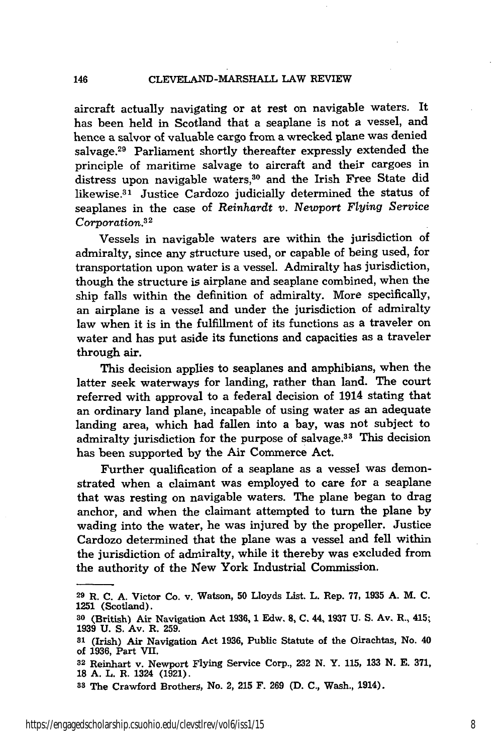aircraft actually navigating or at rest on navigable waters. It has been held in Scotland that a seaplane is not a vessel, and hence a salvor of valuable cargo from a wrecked plane was denied salvage.[29] Parliament shortly thereafter expressly extended the principle of maritime salvage to aircraft and their cargoes in distress upon navigable waters,[30] and the Irish Free State did likewise.[31] Justice Cardozo judicially determined the status of seaplanes in the case of *Reinhardt v. Newport Flying Service Corporation.*[32]

Vessels in navigable waters are within the jurisdiction of admiralty, since any structure used, or capable of being used, for transportation upon water is a vessel. Admiralty has jurisdiction, though the structure is airplane and seaplane combined, when the ship falls within the definition of admiralty. More specifically, an airplane is a vessel and under the jurisdiction of admiralty law when it is in the fulfillment of its functions as a traveler on water and has put aside its functions and capacities as a traveler through air.

This decision applies to seaplanes and amphibians, when the latter seek waterways for landing, rather than land. The court referred with approval to a federal decision of 1914 stating that an ordinary land plane, incapable of using water as an adequate landing area, which had fallen into a bay, was not subject to admiralty jurisdiction for the purpose of salvage.[33] This decision has been supported by the Air Commerce Act.

Further qualification of a seaplane as a vessel was demonstrated when a claimant was employed to care for a seaplane that was resting on navigable waters. The plane began to drag anchor, and when the claimant attempted to turn the plane by wading into the water, he was injured by the propeller. Justice Cardozo determined that the plane was a vessel and fell within the jurisdiction of admiralty, while it thereby was excluded from the authority of the New York Industrial Commission.

---

[29] R. C. A. Victor Co. v. Watson, 50 Lloyds List. L. Rep. 77, 1935 A. M. C. 1251 (Scotland).

[30] (British) Air Navigation Act 1936, 1 Edw. 8, C. 44, 1937 U. S. Av. R., 415; 1939 U. S. Av. R. 259.

[31] (Irish) Air Navigation Act 1936, Public Statute of the Oirachtas, No. 40 of 1936, Part VII.

[32] Reinhart v. Newport Flying Service Corp., 232 N. Y. 115, 133 N. E. 371, 18 A. L. R. 1324 (1921).

[33] The Crawford Brothers, No. 2, 215 F. 269 (D. C., Wash., 1914).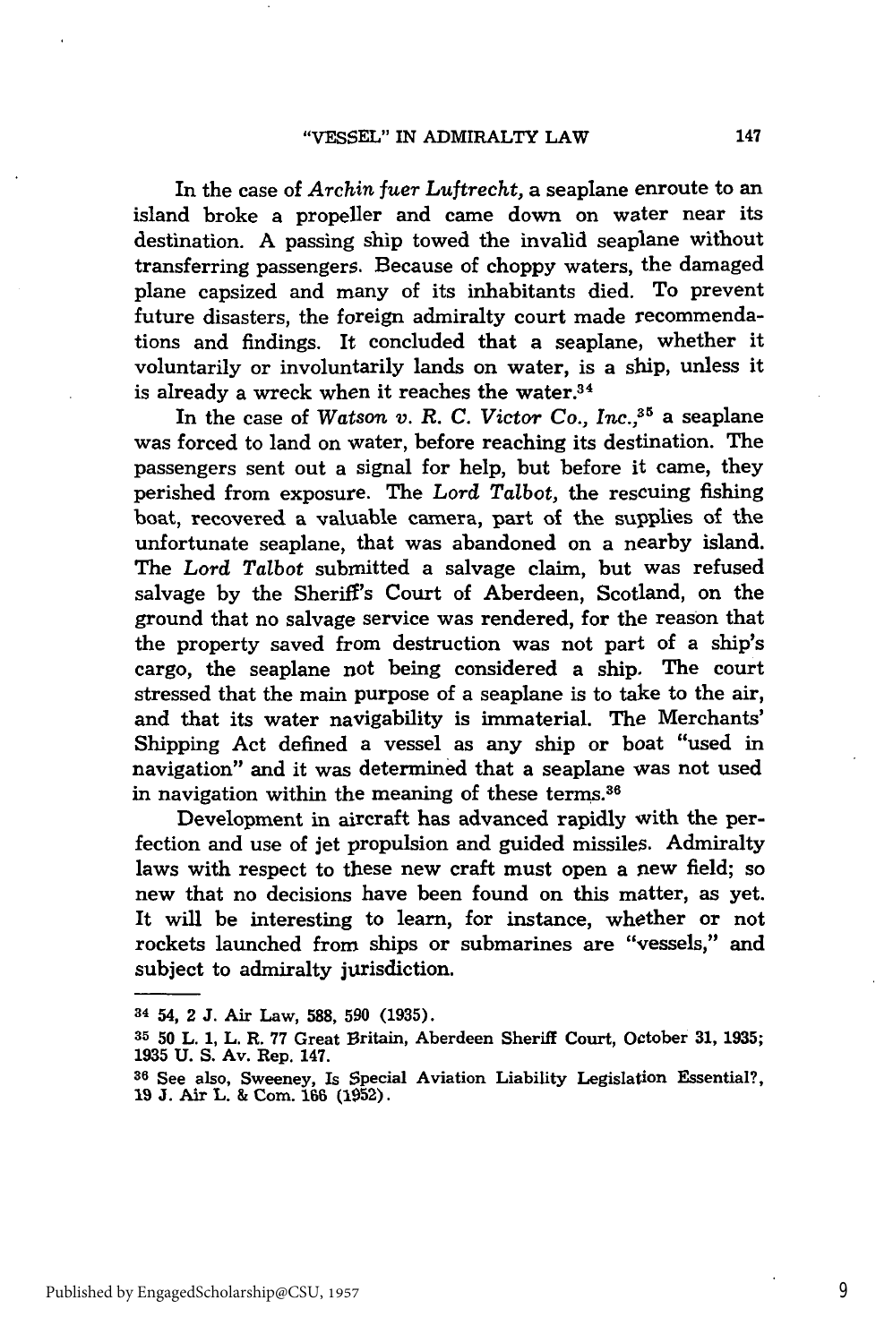In the case of *Archin fuer Luftrecht,* a seaplane enroute to an island broke a propeller and came down on water near its destination. A passing ship towed the invalid seaplane without transferring passengers. Because of choppy waters, the damaged plane capsized and many of its inhabitants died. To prevent future disasters, the foreign admiralty court made recommendations and findings. It concluded that a seaplane, whether it voluntarily or involuntarily lands on water, is a ship, unless it is already a wreck when it reaches the water.[34]

In the case of *Watson v. R. C. Victor Co., Inc.,*[35] a seaplane was forced to land on water, before reaching its destination. The passengers sent out a signal for help, but before it came, they perished from exposure. The *Lord Talbot,* the rescuing fishing boat, recovered a valuable camera, part of the supplies of the unfortunate seaplane, that was abandoned on a nearby island. The *Lord Talbot* submitted a salvage claim, but was refused salvage by the Sheriff's Court of Aberdeen, Scotland, on the ground that no salvage service was rendered, for the reason that the property saved from destruction was not part of a ship's cargo, the seaplane not being considered a ship. The court stressed that the main purpose of a seaplane is to take to the air, and that its water navigability is immaterial. The Merchants' Shipping Act defined a vessel as any ship or boat "used in navigation" and it was determined that a seaplane was not used in navigation within the meaning of these terms.[36]

Development in aircraft has advanced rapidly with the perfection and use of jet propulsion and guided missiles. Admiralty laws with respect to these new craft must open a new field; so new that no decisions have been found on this matter, as yet. It will be interesting to learn, for instance, whether or not rockets launched from ships or submarines are "vessels," and subject to admiralty jurisdiction.

---

[34] 54, 2 J. Air Law, 588, 590 (1935).

[35] 50 L. 1, L. R. 77 Great Britain, Aberdeen Sheriff Court, October 31, 1935; 1935 U. S. Av. Rep. 147.

[36] See also, Sweeney, Is Special Aviation Liability Legislation Essential?, 19 J. Air L. & Com. 166 (1952).